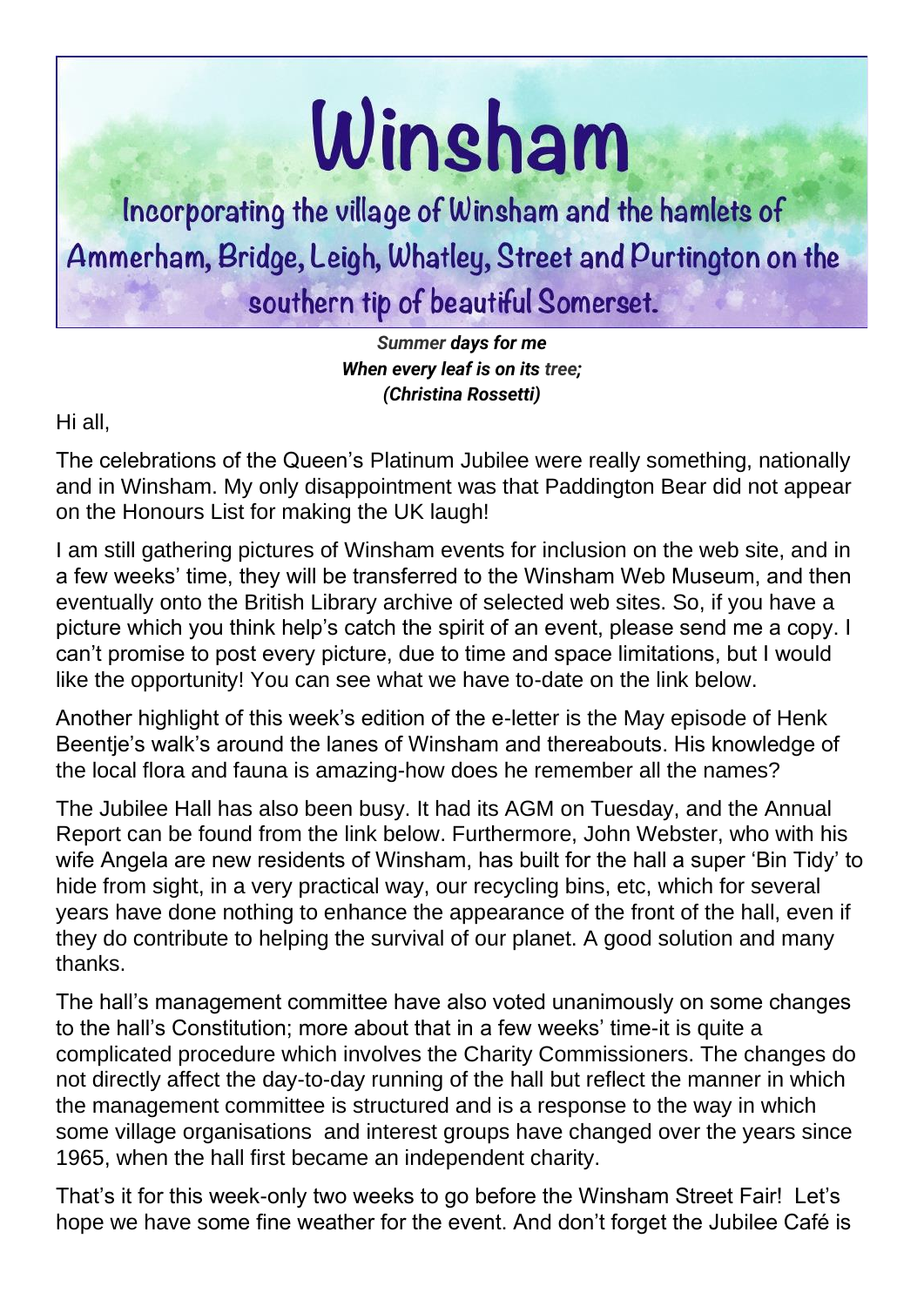# Winsham

## Incorporating the village of Winsham and the hamlets of Ammerham, Bridge, Leigh, Whatley, Street and Purtington on the southern tip of beautiful Somerset.

*Summer* ***days for me***
***When every leaf is on its*** *tree;*
***(Christina Rossetti)***

Hi all,

The celebrations of the Queen's Platinum Jubilee were really something, nationally and in Winsham. My only disappointment was that Paddington Bear did not appear on the Honours List for making the UK laugh!

I am still gathering pictures of Winsham events for inclusion on the web site, and in a few weeks' time, they will be transferred to the Winsham Web Museum, and then eventually onto the British Library archive of selected web sites. So, if you have a picture which you think help's catch the spirit of an event, please send me a copy. I can't promise to post every picture, due to time and space limitations, but I would like the opportunity! You can see what we have to-date on the link below.

Another highlight of this week's edition of the e-letter is the May episode of Henk Beentje's walk's around the lanes of Winsham and thereabouts. His knowledge of the local flora and fauna is amazing-how does he remember all the names?

The Jubilee Hall has also been busy. It had its AGM on Tuesday, and the Annual Report can be found from the link below. Furthermore, John Webster, who with his wife Angela are new residents of Winsham, has built for the hall a super 'Bin Tidy' to hide from sight, in a very practical way, our recycling bins, etc, which for several years have done nothing to enhance the appearance of the front of the hall, even if they do contribute to helping the survival of our planet. A good solution and many thanks.

The hall's management committee have also voted unanimously on some changes to the hall's Constitution; more about that in a few weeks' time-it is quite a complicated procedure which involves the Charity Commissioners. The changes do not directly affect the day-to-day running of the hall but reflect the manner in which the management committee is structured and is a response to the way in which some village organisations and interest groups have changed over the years since 1965, when the hall first became an independent charity.

That's it for this week-only two weeks to go before the Winsham Street Fair! Let's hope we have some fine weather for the event. And don't forget the Jubilee Café is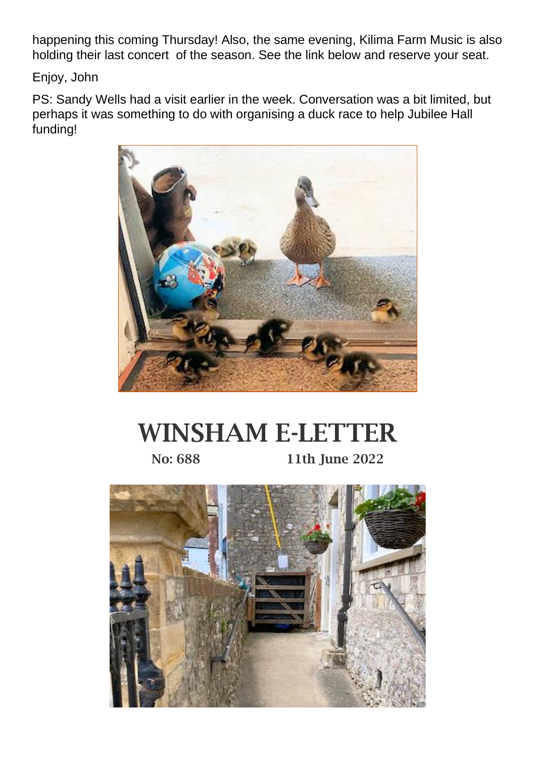happening this coming Thursday! Also, the same evening, Kilima Farm Music is also holding their last concert of the season. See the link below and reserve your seat.

Enjoy, John

PS: Sandy Wells had a visit earlier in the week. Conversation was a bit limited, but perhaps it was something to do with organising a duck race to help Jubilee Hall funding!

# WINSHAM E-LETTER

**No: 688 11th June 2022**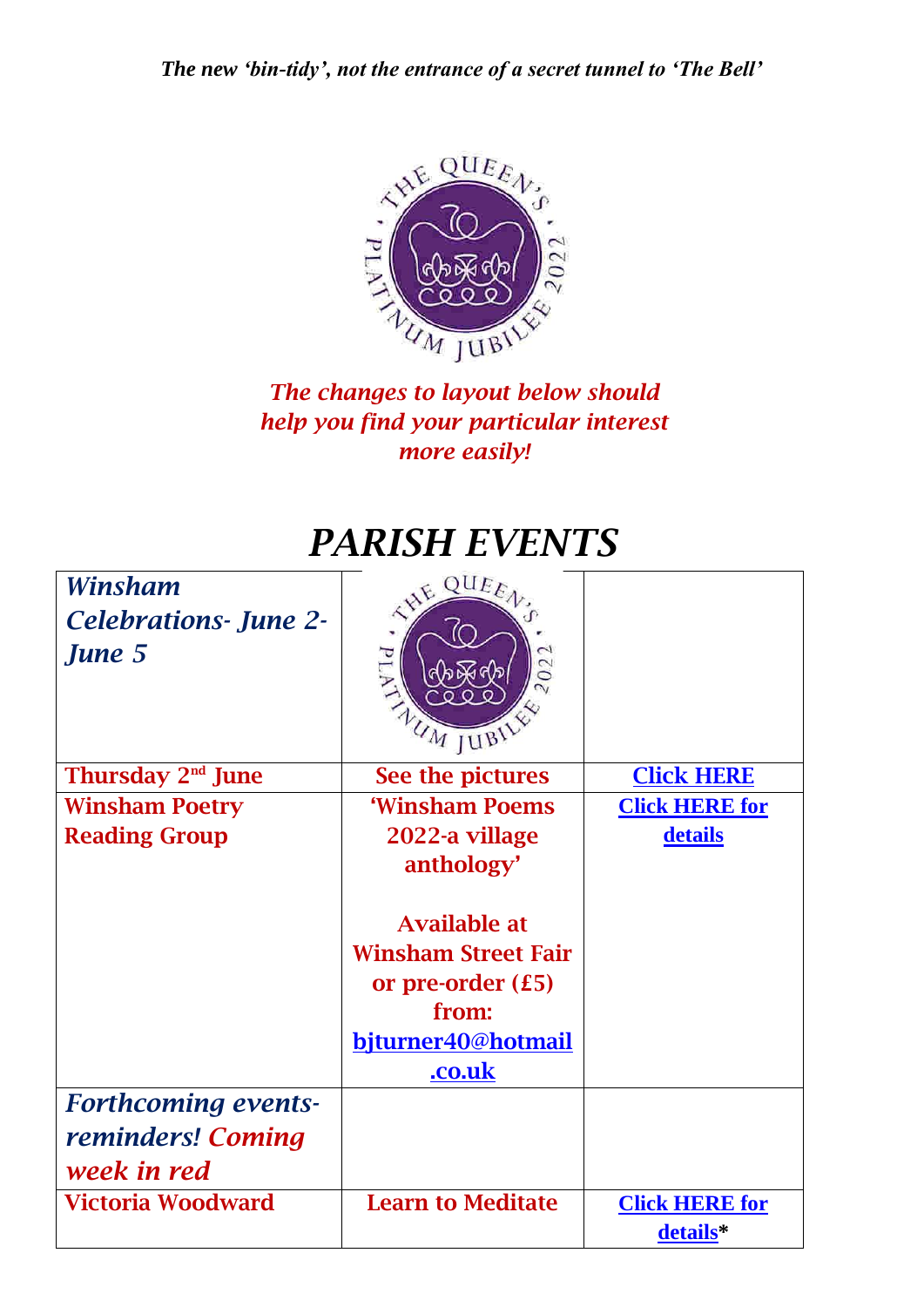***The new 'bin-tidy', not the entrance of a secret tunnel to 'The Bell'***

*The changes to layout below should help you find your particular interest more easily!*

# *PARISH EVENTS*

| *Winsham Celebrations- June 2-June 5* | | |
|---|---|---|
| **Thursday 2nd June** | **See the pictures** | **Click HERE** |
| **Winsham Poetry Reading Group** | **'Winsham Poems 2022-a village anthology'**<br><br>**Available at Winsham Street Fair or pre-order (£5) from: bjturner40@hotmail.co.uk** | **Click HERE for details** |
| *Forthcoming events-reminders! Coming week in red* | | |
| **Victoria Woodward** | **Learn to Meditate** | **Click HERE for details*** |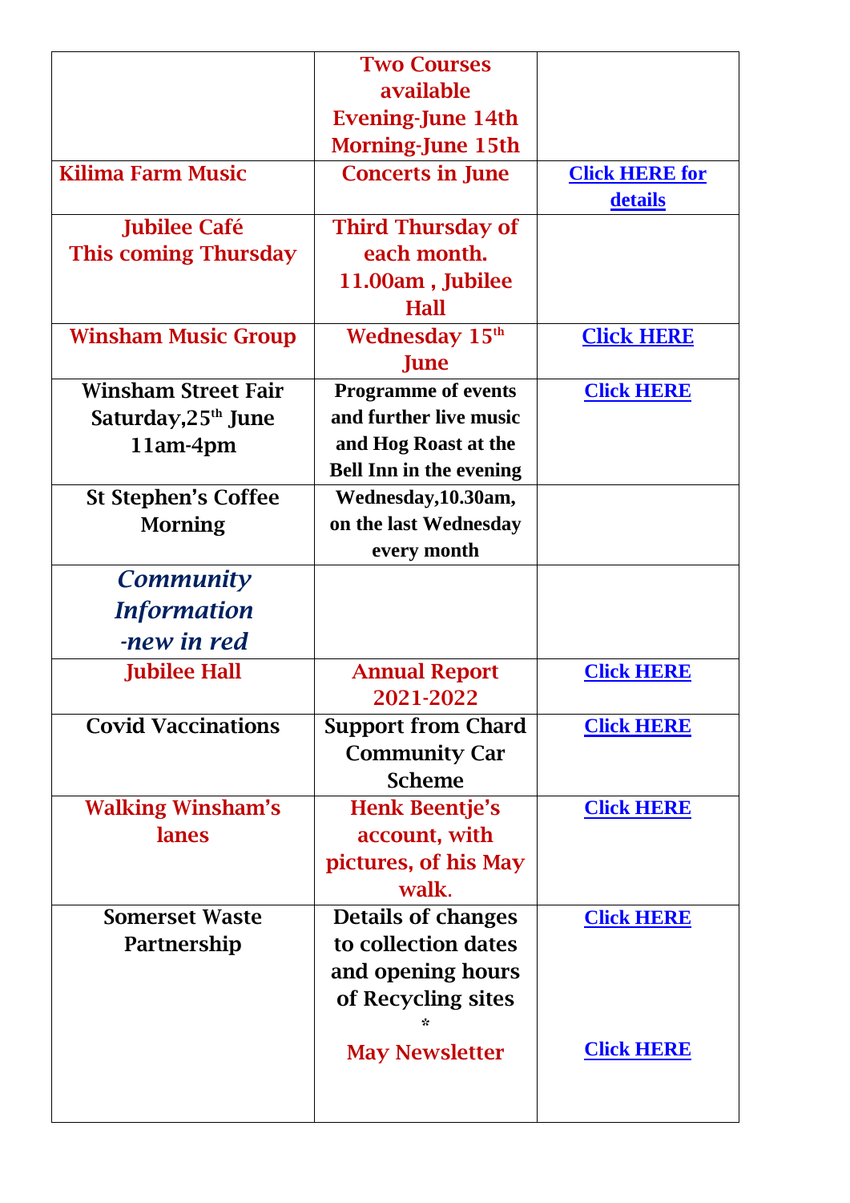| | | |
|---|---|---|
| | Two Courses available Evening-June 14th Morning-June 15th | |
| Kilima Farm Music | Concerts in June | Click HERE for details |
| Jubilee Café This coming Thursday | Third Thursday of each month. 11.00am , Jubilee Hall | |
| Winsham Music Group | Wednesday 15th June | Click HERE |
| Winsham Street Fair Saturday,25th June 11am-4pm | Programme of events and further live music and Hog Roast at the Bell Inn in the evening | Click HERE |
| St Stephen's Coffee Morning | Wednesday,10.30am, on the last Wednesday every month | |
| ***Community Information -new in red*** | | |
| Jubilee Hall | Annual Report 2021-2022 | Click HERE |
| Covid Vaccinations | Support from Chard Community Car Scheme | Click HERE |
| Walking Winsham's lanes | Henk Beentje's account, with pictures, of his May walk. | Click HERE |
| Somerset Waste Partnership | Details of changes to collection dates and opening hours of Recycling sites * May Newsletter | Click HERE Click HERE |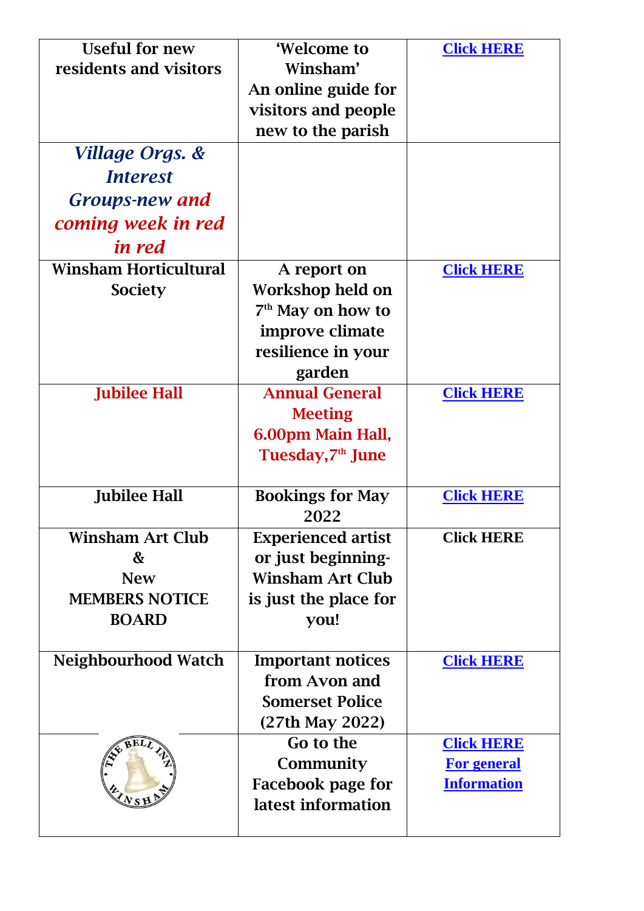| | | |
|---|---|---|
| Useful for new residents and visitors | 'Welcome to Winsham' An online guide for visitors and people new to the parish | **Click HERE** |
| *Village Orgs. & Interest Groups-new and coming week in red in red* | | |
| Winsham Horticultural Society | A report on Workshop held on 7th May on how to improve climate resilience in your garden | **Click HERE** |
| Jubilee Hall | Annual General Meeting 6.00pm Main Hall, Tuesday,7th June | **Click HERE** |
| Jubilee Hall | Bookings for May 2022 | **Click HERE** |
| Winsham Art Club & New MEMBERS NOTICE BOARD | Experienced artist or just beginning- Winsham Art Club is just the place for you! | **Click HERE** |
| Neighbourhood Watch | Important notices from Avon and Somerset Police (27th May 2022) | **Click HERE** |
| THE BELL INN WINSHAM | Go to the Community Facebook page for latest information | **Click HERE For general Information** |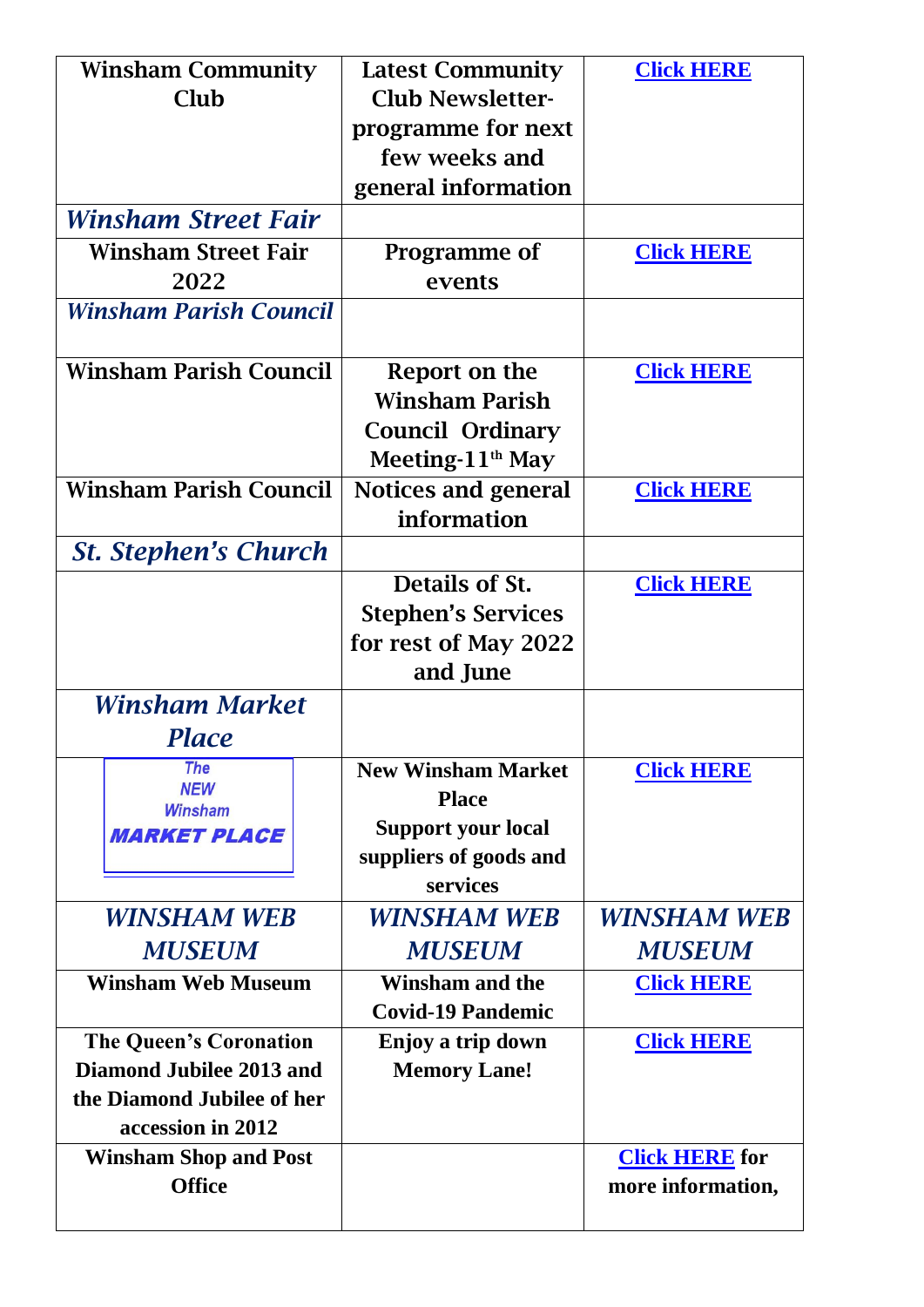| Winsham Community Club | Latest Community Club Newsletter-programme for next few weeks and general information | Click HERE |
|---|---|---|
| *Winsham Street Fair* | | |
| Winsham Street Fair 2022 | Programme of events | Click HERE |
| *Winsham Parish Council* | | |
| Winsham Parish Council | Report on the Winsham Parish Council Ordinary Meeting-11th May | Click HERE |
| Winsham Parish Council | Notices and general information | Click HERE |
| *St. Stephen's Church* | | |
| | Details of St. Stephen's Services for rest of May 2022 and June | Click HERE |
| *Winsham Market Place* | | |
| The NEW Winsham MARKET PLACE | New Winsham Market Place Support your local suppliers of goods and services | Click HERE |
| *WINSHAM WEB MUSEUM* | *WINSHAM WEB MUSEUM* | *WINSHAM WEB MUSEUM* |
| Winsham Web Museum | Winsham and the Covid-19 Pandemic | Click HERE |
| The Queen's Coronation Diamond Jubilee 2013 and the Diamond Jubilee of her accession in 2012 | Enjoy a trip down Memory Lane! | Click HERE |
| Winsham Shop and Post Office | | Click HERE for more information, |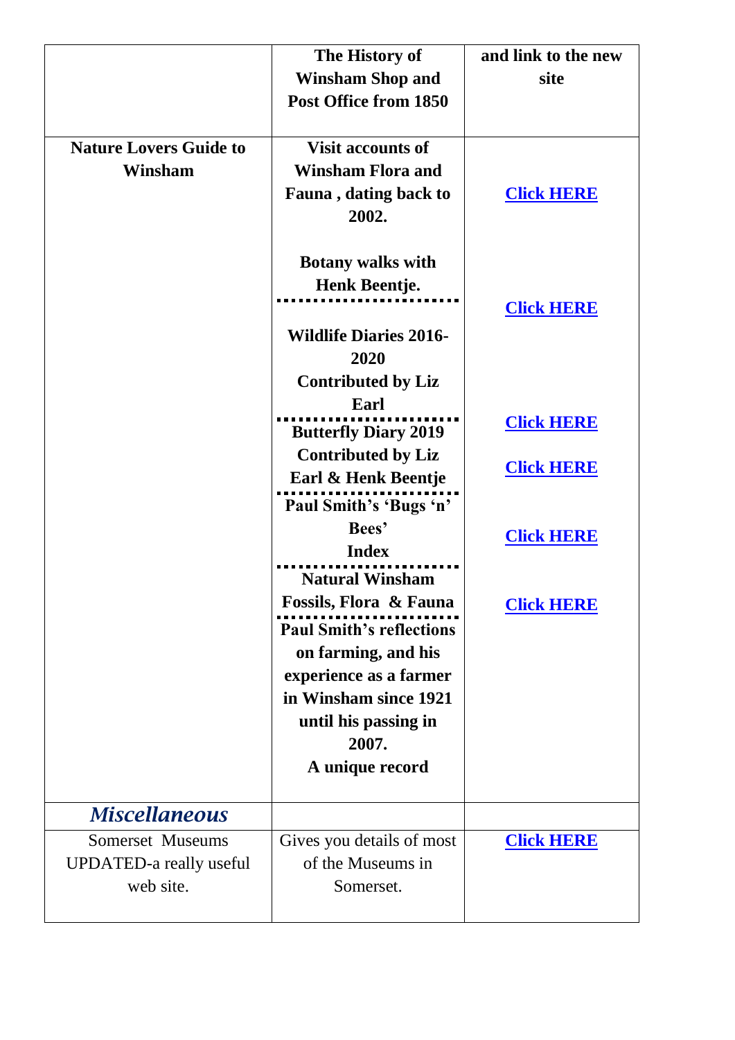| | | |
|---|---|---|
| | **The History of Winsham Shop and Post Office from 1850** | **and link to the new site** |
| **Nature Lovers Guide to Winsham** | **Visit accounts of Winsham Flora and Fauna , dating back to 2002.** | **Click HERE** |
| | **Botany walks with Henk Beentje.** | **Click HERE** |
| | **Wildlife Diaries 2016-2020 Contributed by Liz Earl** | **Click HERE** |
| | **Butterfly Diary 2019 Contributed by Liz Earl & Henk Beentje** | **Click HERE** |
| | **Paul Smith's 'Bugs 'n' Bees' Index** | **Click HERE** |
| | **Natural Winsham Fossils, Flora & Fauna** | **Click HERE** |
| | **Paul Smith's reflections on farming, and his experience as a farmer in Winsham since 1921 until his passing in 2007. A unique record** | |
| ***Miscellaneous*** | | |
| Somerset Museums UPDATED-a really useful web site. | Gives you details of most of the Museums in Somerset. | **Click HERE** |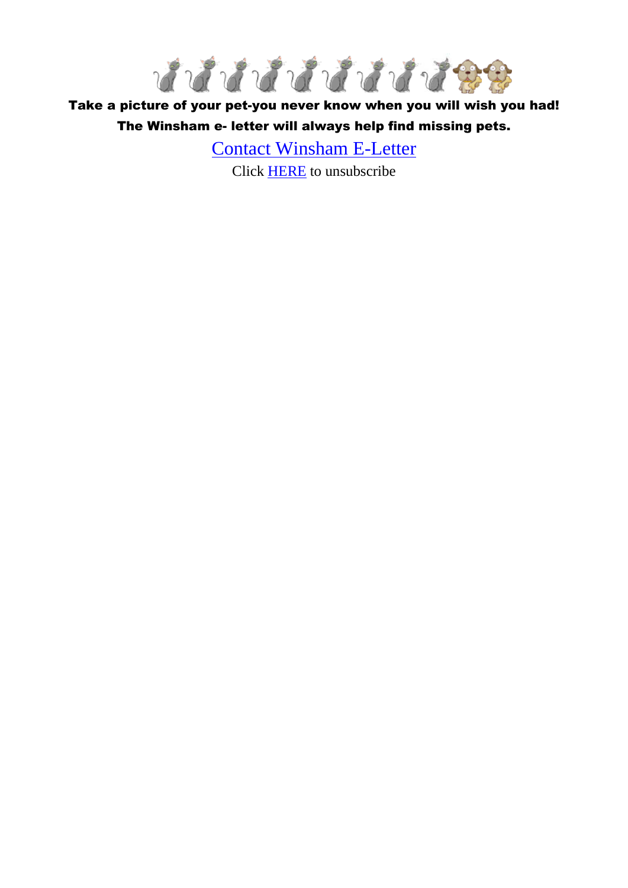**Take a picture of your pet-you never know when you will wish you had!**

**The Winsham e- letter will always help find missing pets.**

Contact Winsham E-Letter

Click HERE to unsubscribe